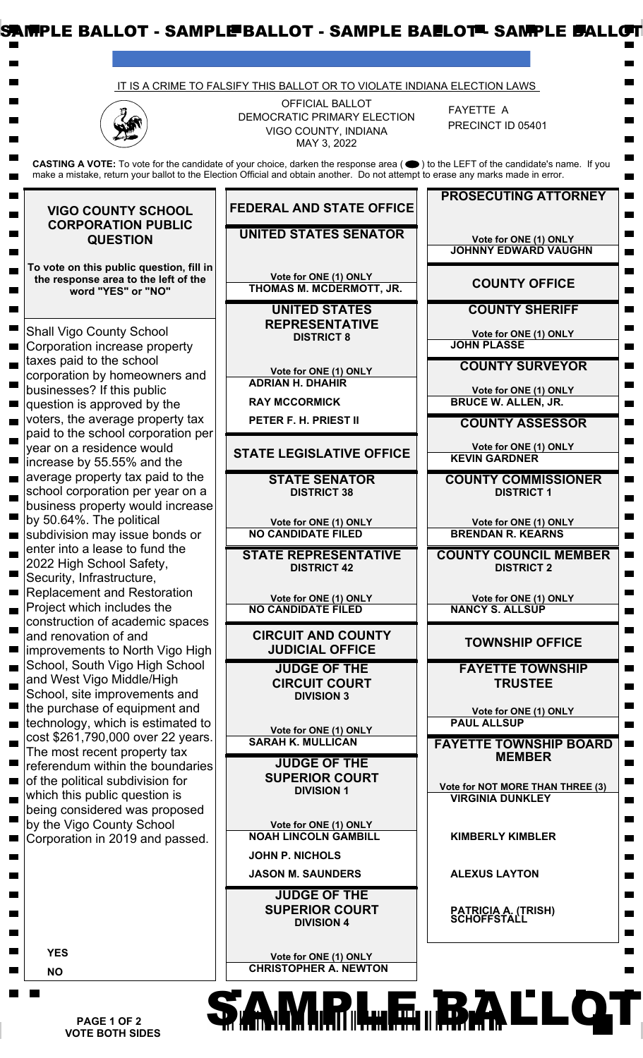IT IS A CRIME TO FALSIFY THIS BALLOT OR TO VIOLATE INDIANA ELECTION LAWS

OFFICIAL BALLOT
DEMOCRATIC PRIMARY ELECTION
VIGO COUNTY, INDIANA
MAY 3, 2022

FAYETTE A
PRECINCT ID 05401

**CASTING A VOTE:** To vote for the candidate of your choice, darken the response area ( ⬬ ) to the LEFT of the candidate's name. If you make a mistake, return your ballot to the Election Official and obtain another. Do not attempt to erase any marks made in error.

## VIGO COUNTY SCHOOL CORPORATION PUBLIC QUESTION

**To vote on this public question, fill in the response area to the left of the word "YES" or "NO"**

Shall Vigo County School Corporation increase property taxes paid to the school corporation by homeowners and businesses? If this public question is approved by the voters, the average property tax paid to the school corporation per year on a residence would increase by 55.55% and the average property tax paid to the school corporation per year on a business property would increase by 50.64%. The political subdivision may issue bonds or enter into a lease to fund the 2022 High School Safety, Security, Infrastructure, Replacement and Restoration Project which includes the construction of academic spaces and renovation of and improvements to North Vigo High School, South Vigo High School and West Vigo Middle/High School, site improvements and the purchase of equipment and technology, which is estimated to cost $261,790,000 over 22 years. The most recent property tax referendum within the boundaries of the political subdivision for which this public question is being considered was proposed by the Vigo County School Corporation in 2019 and passed.

- **YES**
- **NO**

## FEDERAL AND STATE OFFICE

### UNITED STATES SENATOR

Vote for ONE (1) ONLY

- **THOMAS M. MCDERMOTT, JR.**

### UNITED STATES REPRESENTATIVE
**DISTRICT 8**

Vote for ONE (1) ONLY

- **ADRIAN H. DHAHIR**
- **RAY MCCORMICK**
- **PETER F. H. PRIEST II**

## STATE LEGISLATIVE OFFICE

### STATE SENATOR
**DISTRICT 38**

Vote for ONE (1) ONLY

- **NO CANDIDATE FILED**

### STATE REPRESENTATIVE
**DISTRICT 42**

Vote for ONE (1) ONLY

- **NO CANDIDATE FILED**

## CIRCUIT AND COUNTY JUDICIAL OFFICE

### JUDGE OF THE CIRCUIT COURT
**DIVISION 3**

Vote for ONE (1) ONLY

- **SARAH K. MULLICAN**

### JUDGE OF THE SUPERIOR COURT
**DIVISION 1**

Vote for ONE (1) ONLY

- **NOAH LINCOLN GAMBILL**
- **JOHN P. NICHOLS**
- **JASON M. SAUNDERS**

### JUDGE OF THE SUPERIOR COURT
**DIVISION 4**

Vote for ONE (1) ONLY

- **CHRISTOPHER A. NEWTON**

### PROSECUTING ATTORNEY

Vote for ONE (1) ONLY

- **JOHNNY EDWARD VAUGHN**

## COUNTY OFFICE

### COUNTY SHERIFF

Vote for ONE (1) ONLY

- **JOHN PLASSE**

### COUNTY SURVEYOR

Vote for ONE (1) ONLY

- **BRUCE W. ALLEN, JR.**

### COUNTY ASSESSOR

Vote for ONE (1) ONLY

- **KEVIN GARDNER**

### COUNTY COMMISSIONER
**DISTRICT 1**

Vote for ONE (1) ONLY

- **BRENDAN R. KEARNS**

### COUNTY COUNCIL MEMBER
**DISTRICT 2**

Vote for ONE (1) ONLY

- **NANCY S. ALLSUP**

## TOWNSHIP OFFICE

### FAYETTE TOWNSHIP TRUSTEE

Vote for ONE (1) ONLY

- **PAUL ALLSUP**

### FAYETTE TOWNSHIP BOARD MEMBER

Vote for NOT MORE THAN THREE (3)

- **VIRGINIA DUNKLEY**
- **KIMBERLY KIMBLER**
- **ALEXUS LAYTON**
- **PATRICIA A. (TRISH) SCHOFFSTALL**

**VOTE BOTH SIDES**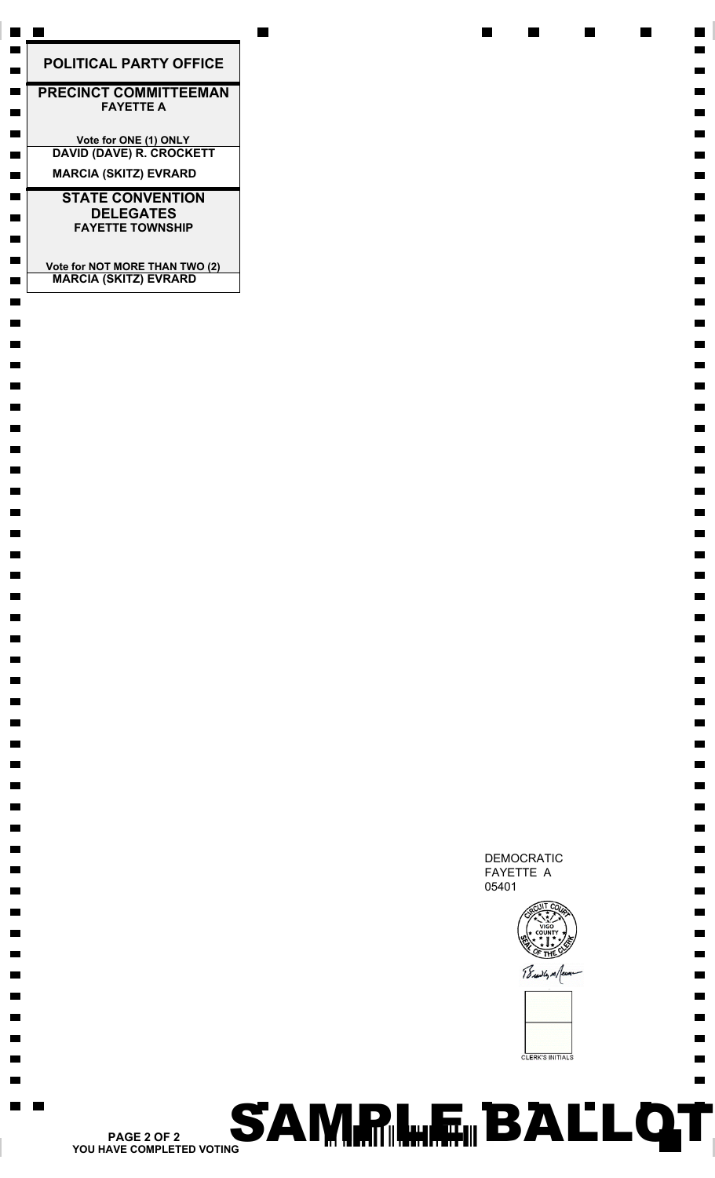## POLITICAL PARTY OFFICE

### PRECINCT COMMITTEEMAN
**FAYETTE A**

**Vote for ONE (1) ONLY**

DAVID (DAVE) R. CROCKETT

MARCIA (SKITZ) EVRARD

### STATE CONVENTION DELEGATES
**FAYETTE TOWNSHIP**

**Vote for NOT MORE THAN TWO (2)**

MARCIA (SKITZ) EVRARD

DEMOCRATIC
FAYETTE A
05401

CLERK'S INITIALS

YOU HAVE COMPLETED VOTING

SAMPLE BALLOT